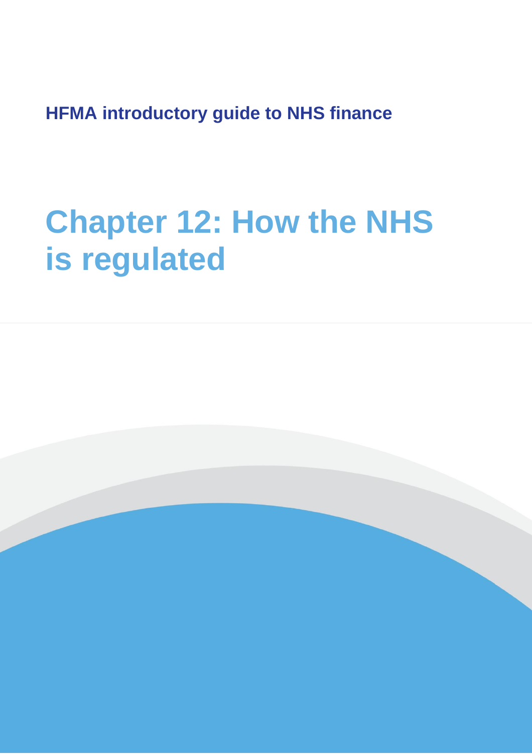**HFMA introductory guide to NHS finance**

# Chapter 12: How the NHS is regulated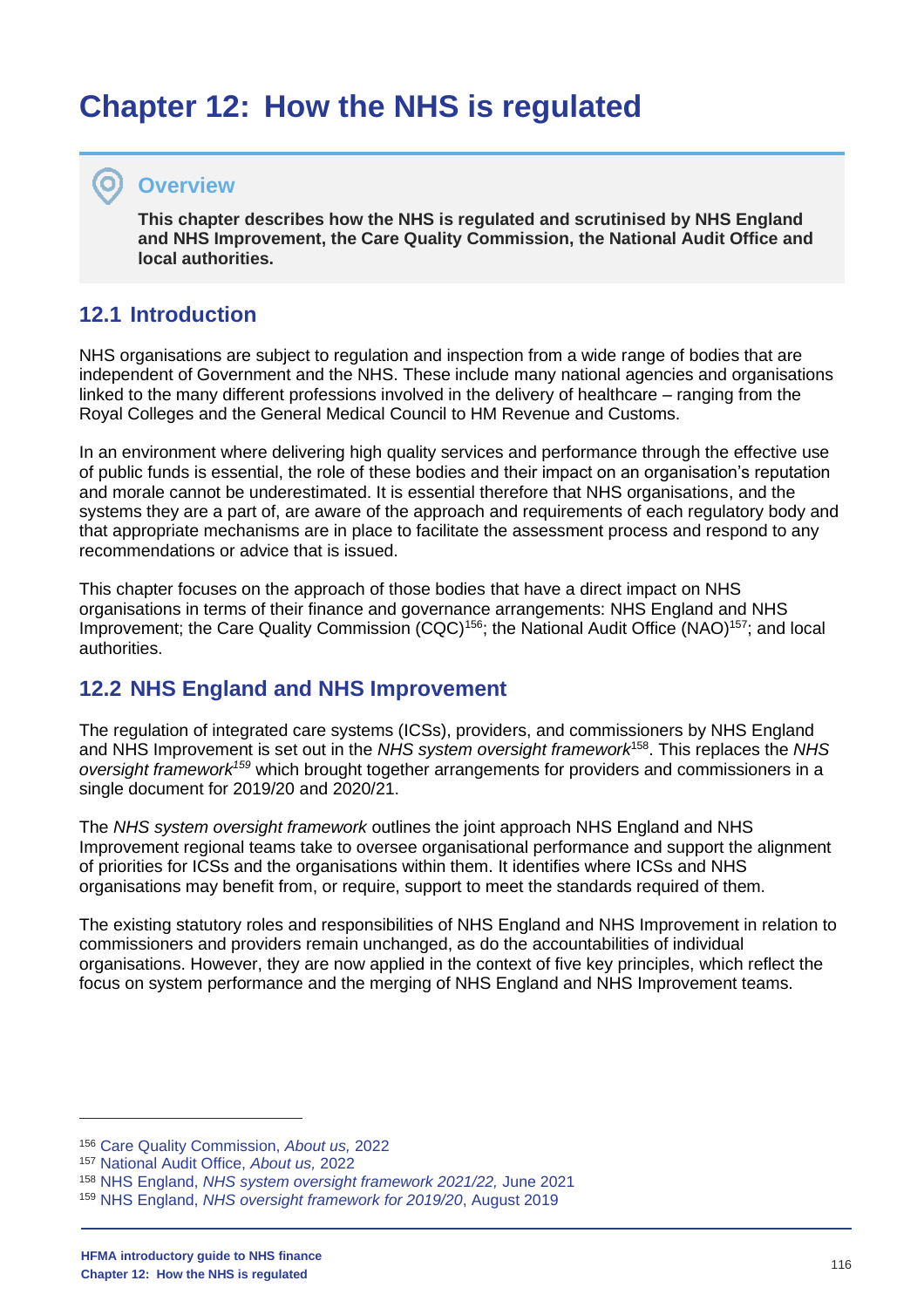# Chapter 12: How the NHS is regulated

## Overview

**This chapter describes how the NHS is regulated and scrutinised by NHS England and NHS Improvement, the Care Quality Commission, the National Audit Office and local authorities.**

## 12.1 Introduction

NHS organisations are subject to regulation and inspection from a wide range of bodies that are independent of Government and the NHS. These include many national agencies and organisations linked to the many different professions involved in the delivery of healthcare – ranging from the Royal Colleges and the General Medical Council to HM Revenue and Customs.

In an environment where delivering high quality services and performance through the effective use of public funds is essential, the role of these bodies and their impact on an organisation's reputation and morale cannot be underestimated. It is essential therefore that NHS organisations, and the systems they are a part of, are aware of the approach and requirements of each regulatory body and that appropriate mechanisms are in place to facilitate the assessment process and respond to any recommendations or advice that is issued.

This chapter focuses on the approach of those bodies that have a direct impact on NHS organisations in terms of their finance and governance arrangements: NHS England and NHS Improvement; the Care Quality Commission (CQC)[156]; the National Audit Office (NAO)[157]; and local authorities.

## 12.2 NHS England and NHS Improvement

The regulation of integrated care systems (ICSs), providers, and commissioners by NHS England and NHS Improvement is set out in the *NHS system oversight framework*[158]. This replaces the *NHS oversight framework*[159] which brought together arrangements for providers and commissioners in a single document for 2019/20 and 2020/21.

The *NHS system oversight framework* outlines the joint approach NHS England and NHS Improvement regional teams take to oversee organisational performance and support the alignment of priorities for ICSs and the organisations within them. It identifies where ICSs and NHS organisations may benefit from, or require, support to meet the standards required of them.

The existing statutory roles and responsibilities of NHS England and NHS Improvement in relation to commissioners and providers remain unchanged, as do the accountabilities of individual organisations. However, they are now applied in the context of five key principles, which reflect the focus on system performance and the merging of NHS England and NHS Improvement teams.

---

[156] Care Quality Commission, *About us,* 2022
[157] National Audit Office, *About us,* 2022
[158] NHS England, *NHS system oversight framework 2021/22,* June 2021
[159] NHS England, *NHS oversight framework for 2019/20*, August 2019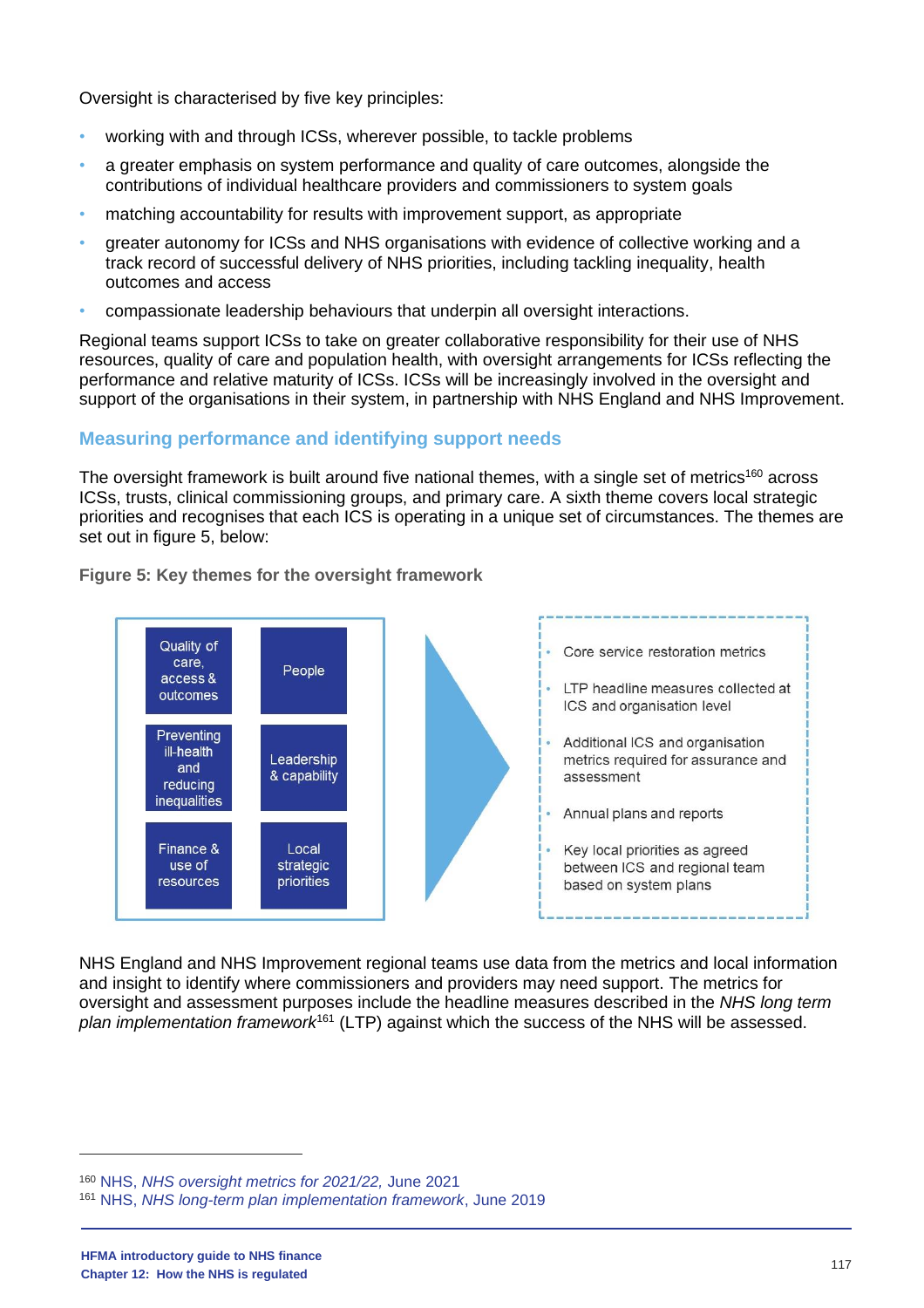Oversight is characterised by five key principles:

- working with and through ICSs, wherever possible, to tackle problems
- a greater emphasis on system performance and quality of care outcomes, alongside the contributions of individual healthcare providers and commissioners to system goals
- matching accountability for results with improvement support, as appropriate
- greater autonomy for ICSs and NHS organisations with evidence of collective working and a track record of successful delivery of NHS priorities, including tackling inequality, health outcomes and access
- compassionate leadership behaviours that underpin all oversight interactions.

Regional teams support ICSs to take on greater collaborative responsibility for their use of NHS resources, quality of care and population health, with oversight arrangements for ICSs reflecting the performance and relative maturity of ICSs. ICSs will be increasingly involved in the oversight and support of the organisations in their system, in partnership with NHS England and NHS Improvement.

## Measuring performance and identifying support needs

The oversight framework is built around five national themes, with a single set of metrics[160] across ICSs, trusts, clinical commissioning groups, and primary care. A sixth theme covers local strategic priorities and recognises that each ICS is operating in a unique set of circumstances. The themes are set out in figure 5, below:

**Figure 5: Key themes for the oversight framework**

| | |
|---|---|
| Quality of care, access & outcomes | People |
| Preventing ill-health and reducing inequalities | Leadership & capability |
| Finance & use of resources | Local strategic priorities |

- Core service restoration metrics
- LTP headline measures collected at ICS and organisation level
- Additional ICS and organisation metrics required for assurance and assessment
- Annual plans and reports
- Key local priorities as agreed between ICS and regional team based on system plans

NHS England and NHS Improvement regional teams use data from the metrics and local information and insight to identify where commissioners and providers may need support. The metrics for oversight and assessment purposes include the headline measures described in the *NHS long term plan implementation framework*[161] (LTP) against which the success of the NHS will be assessed.

[160] NHS, *NHS oversight metrics for 2021/22,* June 2021

[161] NHS, *NHS long-term plan implementation framework*, June 2019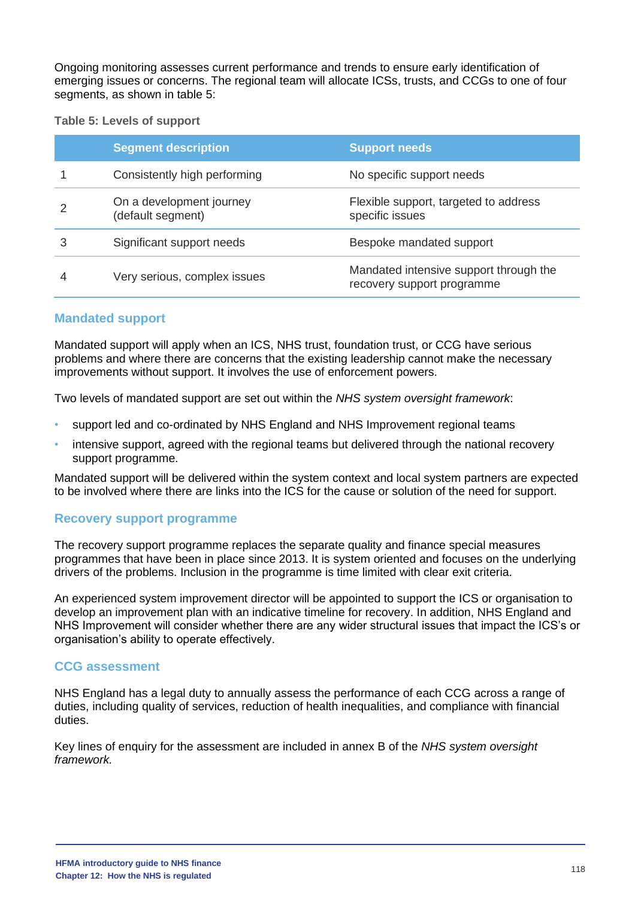Ongoing monitoring assesses current performance and trends to ensure early identification of emerging issues or concerns. The regional team will allocate ICSs, trusts, and CCGs to one of four segments, as shown in table 5:

**Table 5: Levels of support**

| | Segment description | Support needs |
|---|---|---|
| 1 | Consistently high performing | No specific support needs |
| 2 | On a development journey (default segment) | Flexible support, targeted to address specific issues |
| 3 | Significant support needs | Bespoke mandated support |
| 4 | Very serious, complex issues | Mandated intensive support through the recovery support programme |

## Mandated support

Mandated support will apply when an ICS, NHS trust, foundation trust, or CCG have serious problems and where there are concerns that the existing leadership cannot make the necessary improvements without support. It involves the use of enforcement powers.

Two levels of mandated support are set out within the *NHS system oversight framework*:

- support led and co-ordinated by NHS England and NHS Improvement regional teams
- intensive support, agreed with the regional teams but delivered through the national recovery support programme.

Mandated support will be delivered within the system context and local system partners are expected to be involved where there are links into the ICS for the cause or solution of the need for support.

## Recovery support programme

The recovery support programme replaces the separate quality and finance special measures programmes that have been in place since 2013. It is system oriented and focuses on the underlying drivers of the problems. Inclusion in the programme is time limited with clear exit criteria.

An experienced system improvement director will be appointed to support the ICS or organisation to develop an improvement plan with an indicative timeline for recovery. In addition, NHS England and NHS Improvement will consider whether there are any wider structural issues that impact the ICS's or organisation's ability to operate effectively.

## CCG assessment

NHS England has a legal duty to annually assess the performance of each CCG across a range of duties, including quality of services, reduction of health inequalities, and compliance with financial duties.

Key lines of enquiry for the assessment are included in annex B of the *NHS system oversight framework.*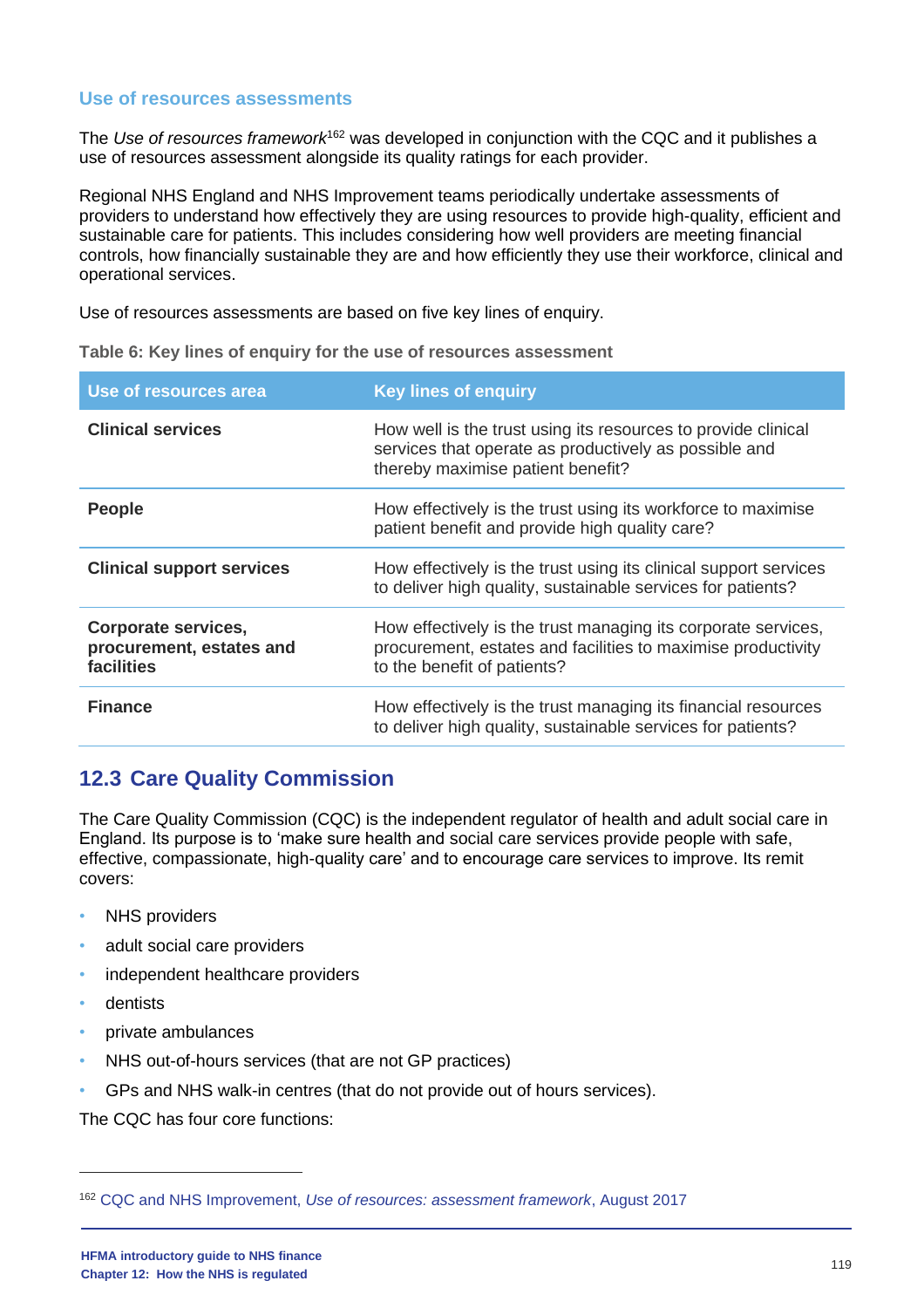### Use of resources assessments

The *Use of resources framework*[162] was developed in conjunction with the CQC and it publishes a use of resources assessment alongside its quality ratings for each provider.

Regional NHS England and NHS Improvement teams periodically undertake assessments of providers to understand how effectively they are using resources to provide high-quality, efficient and sustainable care for patients. This includes considering how well providers are meeting financial controls, how financially sustainable they are and how efficiently they use their workforce, clinical and operational services.

Use of resources assessments are based on five key lines of enquiry.

**Table 6: Key lines of enquiry for the use of resources assessment**

| Use of resources area | Key lines of enquiry |
|---|---|
| **Clinical services** | How well is the trust using its resources to provide clinical services that operate as productively as possible and thereby maximise patient benefit? |
| **People** | How effectively is the trust using its workforce to maximise patient benefit and provide high quality care? |
| **Clinical support services** | How effectively is the trust using its clinical support services to deliver high quality, sustainable services for patients? |
| **Corporate services, procurement, estates and facilities** | How effectively is the trust managing its corporate services, procurement, estates and facilities to maximise productivity to the benefit of patients? |
| **Finance** | How effectively is the trust managing its financial resources to deliver high quality, sustainable services for patients? |

## 12.3 Care Quality Commission

The Care Quality Commission (CQC) is the independent regulator of health and adult social care in England. Its purpose is to 'make sure health and social care services provide people with safe, effective, compassionate, high-quality care' and to encourage care services to improve. Its remit covers:

- NHS providers
- adult social care providers
- independent healthcare providers
- dentists
- private ambulances
- NHS out-of-hours services (that are not GP practices)
- GPs and NHS walk-in centres (that do not provide out of hours services).

The CQC has four core functions:

---

[162] CQC and NHS Improvement, *Use of resources: assessment framework*, August 2017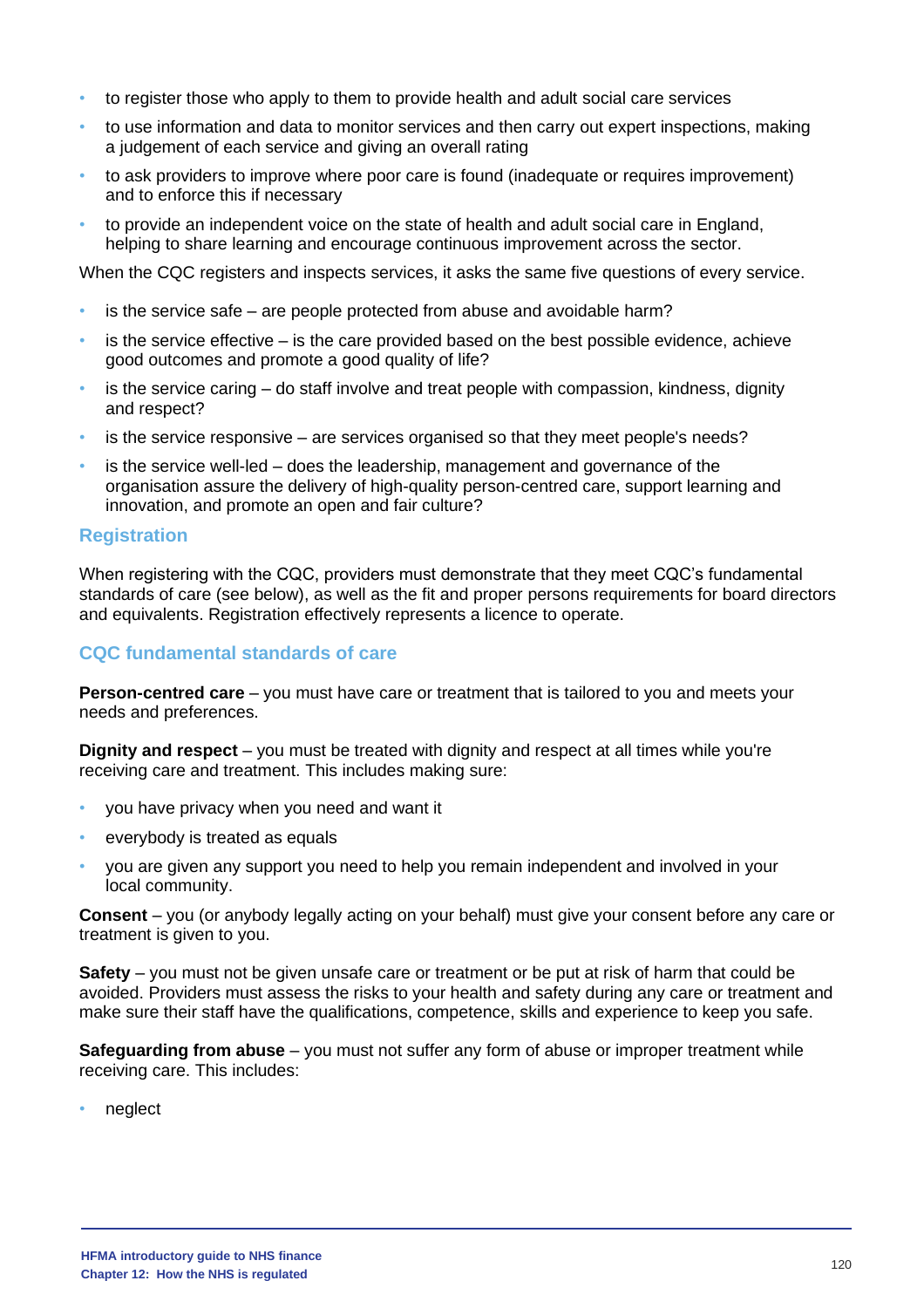- to register those who apply to them to provide health and adult social care services
- to use information and data to monitor services and then carry out expert inspections, making a judgement of each service and giving an overall rating
- to ask providers to improve where poor care is found (inadequate or requires improvement) and to enforce this if necessary
- to provide an independent voice on the state of health and adult social care in England, helping to share learning and encourage continuous improvement across the sector.

When the CQC registers and inspects services, it asks the same five questions of every service.

- is the service safe – are people protected from abuse and avoidable harm?
- is the service effective – is the care provided based on the best possible evidence, achieve good outcomes and promote a good quality of life?
- is the service caring – do staff involve and treat people with compassion, kindness, dignity and respect?
- is the service responsive – are services organised so that they meet people's needs?
- is the service well-led – does the leadership, management and governance of the organisation assure the delivery of high-quality person-centred care, support learning and innovation, and promote an open and fair culture?

## Registration

When registering with the CQC, providers must demonstrate that they meet CQC's fundamental standards of care (see below), as well as the fit and proper persons requirements for board directors and equivalents. Registration effectively represents a licence to operate.

## CQC fundamental standards of care

**Person-centred care** – you must have care or treatment that is tailored to you and meets your needs and preferences.

**Dignity and respect** – you must be treated with dignity and respect at all times while you're receiving care and treatment. This includes making sure:

- you have privacy when you need and want it
- everybody is treated as equals
- you are given any support you need to help you remain independent and involved in your local community.

**Consent** – you (or anybody legally acting on your behalf) must give your consent before any care or treatment is given to you.

**Safety** – you must not be given unsafe care or treatment or be put at risk of harm that could be avoided. Providers must assess the risks to your health and safety during any care or treatment and make sure their staff have the qualifications, competence, skills and experience to keep you safe.

**Safeguarding from abuse** – you must not suffer any form of abuse or improper treatment while receiving care. This includes:

- neglect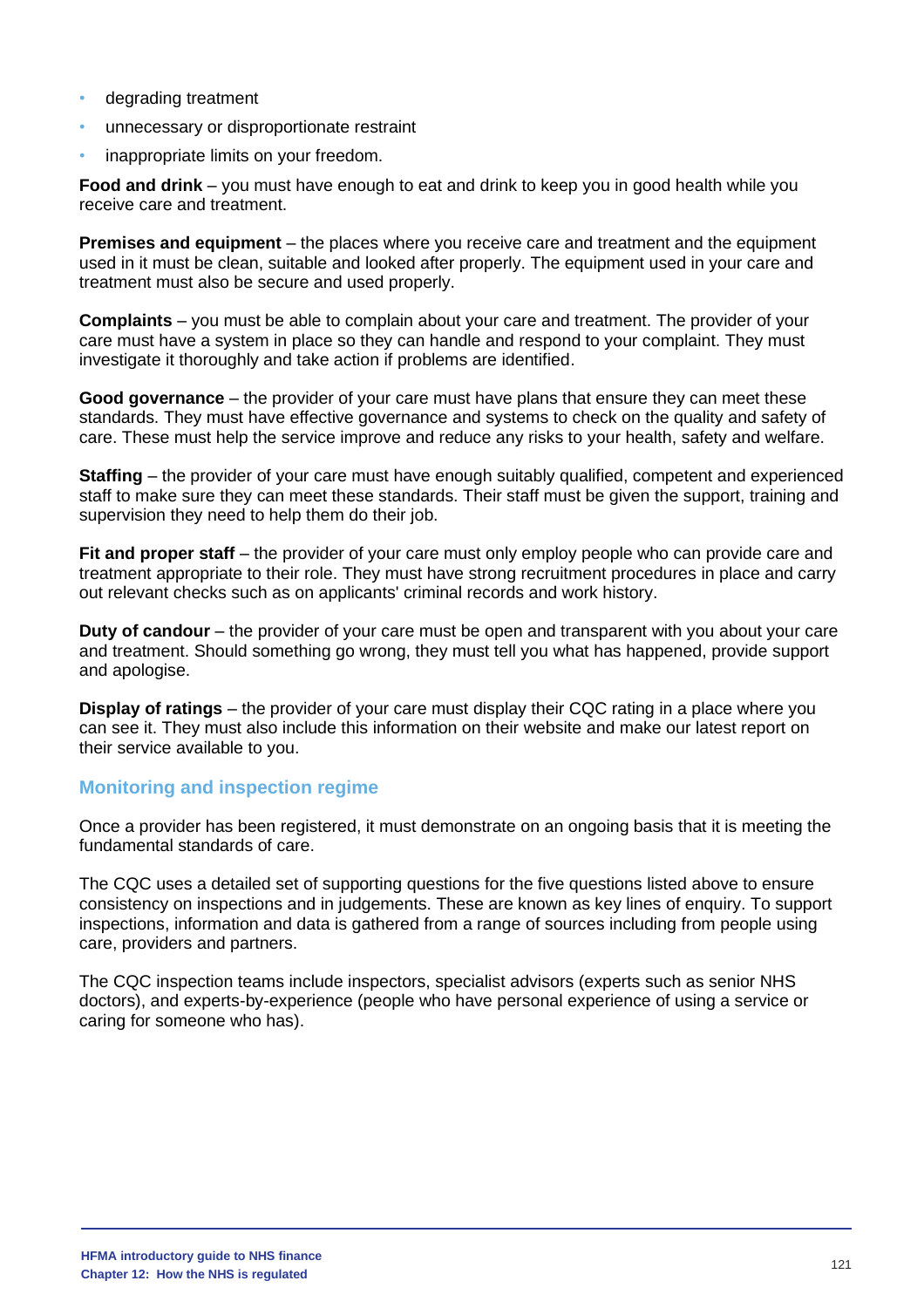- degrading treatment
- unnecessary or disproportionate restraint
- inappropriate limits on your freedom.

**Food and drink** – you must have enough to eat and drink to keep you in good health while you receive care and treatment.

**Premises and equipment** – the places where you receive care and treatment and the equipment used in it must be clean, suitable and looked after properly. The equipment used in your care and treatment must also be secure and used properly.

**Complaints** – you must be able to complain about your care and treatment. The provider of your care must have a system in place so they can handle and respond to your complaint. They must investigate it thoroughly and take action if problems are identified.

**Good governance** – the provider of your care must have plans that ensure they can meet these standards. They must have effective governance and systems to check on the quality and safety of care. These must help the service improve and reduce any risks to your health, safety and welfare.

**Staffing** – the provider of your care must have enough suitably qualified, competent and experienced staff to make sure they can meet these standards. Their staff must be given the support, training and supervision they need to help them do their job.

**Fit and proper staff** – the provider of your care must only employ people who can provide care and treatment appropriate to their role. They must have strong recruitment procedures in place and carry out relevant checks such as on applicants' criminal records and work history.

**Duty of candour** – the provider of your care must be open and transparent with you about your care and treatment. Should something go wrong, they must tell you what has happened, provide support and apologise.

**Display of ratings** – the provider of your care must display their CQC rating in a place where you can see it. They must also include this information on their website and make our latest report on their service available to you.

### Monitoring and inspection regime

Once a provider has been registered, it must demonstrate on an ongoing basis that it is meeting the fundamental standards of care.

The CQC uses a detailed set of supporting questions for the five questions listed above to ensure consistency on inspections and in judgements. These are known as key lines of enquiry. To support inspections, information and data is gathered from a range of sources including from people using care, providers and partners.

The CQC inspection teams include inspectors, specialist advisors (experts such as senior NHS doctors), and experts-by-experience (people who have personal experience of using a service or caring for someone who has).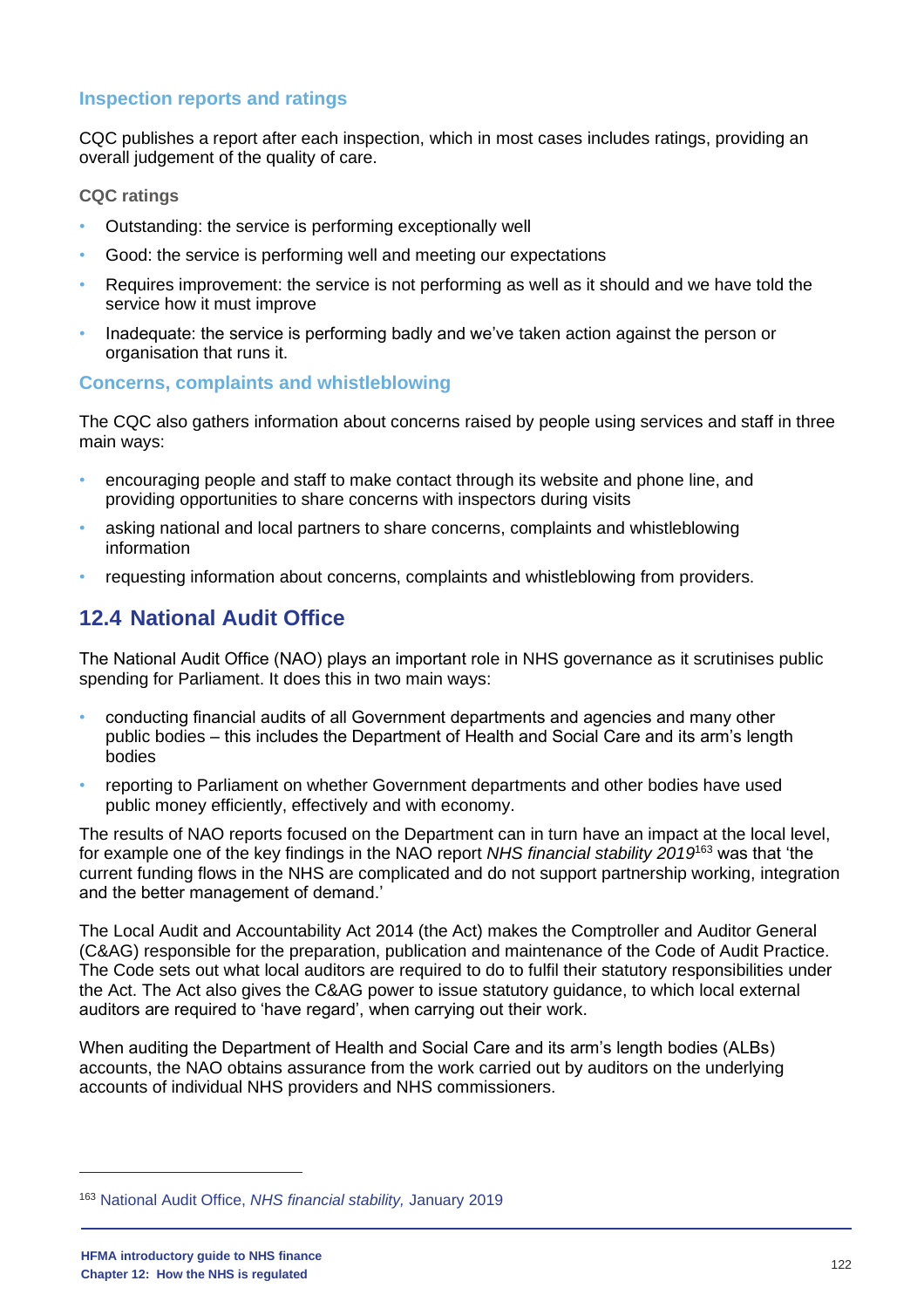### Inspection reports and ratings

CQC publishes a report after each inspection, which in most cases includes ratings, providing an overall judgement of the quality of care.

#### CQC ratings

- Outstanding: the service is performing exceptionally well
- Good: the service is performing well and meeting our expectations
- Requires improvement: the service is not performing as well as it should and we have told the service how it must improve
- Inadequate: the service is performing badly and we've taken action against the person or organisation that runs it.

### Concerns, complaints and whistleblowing

The CQC also gathers information about concerns raised by people using services and staff in three main ways:

- encouraging people and staff to make contact through its website and phone line, and providing opportunities to share concerns with inspectors during visits
- asking national and local partners to share concerns, complaints and whistleblowing information
- requesting information about concerns, complaints and whistleblowing from providers.

## 12.4 National Audit Office

The National Audit Office (NAO) plays an important role in NHS governance as it scrutinises public spending for Parliament. It does this in two main ways:

- conducting financial audits of all Government departments and agencies and many other public bodies – this includes the Department of Health and Social Care and its arm's length bodies
- reporting to Parliament on whether Government departments and other bodies have used public money efficiently, effectively and with economy.

The results of NAO reports focused on the Department can in turn have an impact at the local level, for example one of the key findings in the NAO report *NHS financial stability 2019*[163] was that 'the current funding flows in the NHS are complicated and do not support partnership working, integration and the better management of demand.'

The Local Audit and Accountability Act 2014 (the Act) makes the Comptroller and Auditor General (C&AG) responsible for the preparation, publication and maintenance of the Code of Audit Practice. The Code sets out what local auditors are required to do to fulfil their statutory responsibilities under the Act. The Act also gives the C&AG power to issue statutory guidance, to which local external auditors are required to 'have regard', when carrying out their work.

When auditing the Department of Health and Social Care and its arm's length bodies (ALBs) accounts, the NAO obtains assurance from the work carried out by auditors on the underlying accounts of individual NHS providers and NHS commissioners.

---

[163] National Audit Office, *NHS financial stability,* January 2019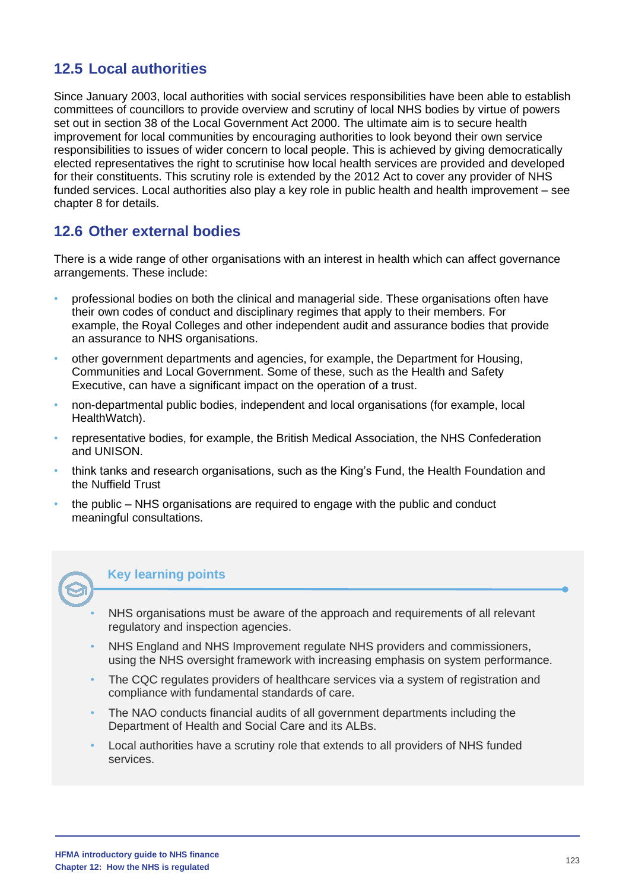## 12.5 Local authorities

Since January 2003, local authorities with social services responsibilities have been able to establish committees of councillors to provide overview and scrutiny of local NHS bodies by virtue of powers set out in section 38 of the Local Government Act 2000. The ultimate aim is to secure health improvement for local communities by encouraging authorities to look beyond their own service responsibilities to issues of wider concern to local people. This is achieved by giving democratically elected representatives the right to scrutinise how local health services are provided and developed for their constituents. This scrutiny role is extended by the 2012 Act to cover any provider of NHS funded services. Local authorities also play a key role in public health and health improvement – see chapter 8 for details.

## 12.6 Other external bodies

There is a wide range of other organisations with an interest in health which can affect governance arrangements. These include:

- professional bodies on both the clinical and managerial side. These organisations often have their own codes of conduct and disciplinary regimes that apply to their members. For example, the Royal Colleges and other independent audit and assurance bodies that provide an assurance to NHS organisations.
- other government departments and agencies, for example, the Department for Housing, Communities and Local Government. Some of these, such as the Health and Safety Executive, can have a significant impact on the operation of a trust.
- non-departmental public bodies, independent and local organisations (for example, local HealthWatch).
- representative bodies, for example, the British Medical Association, the NHS Confederation and UNISON.
- think tanks and research organisations, such as the King's Fund, the Health Foundation and the Nuffield Trust
- the public – NHS organisations are required to engage with the public and conduct meaningful consultations.

### Key learning points

- NHS organisations must be aware of the approach and requirements of all relevant regulatory and inspection agencies.
- NHS England and NHS Improvement regulate NHS providers and commissioners, using the NHS oversight framework with increasing emphasis on system performance.
- The CQC regulates providers of healthcare services via a system of registration and compliance with fundamental standards of care.
- The NAO conducts financial audits of all government departments including the Department of Health and Social Care and its ALBs.
- Local authorities have a scrutiny role that extends to all providers of NHS funded services.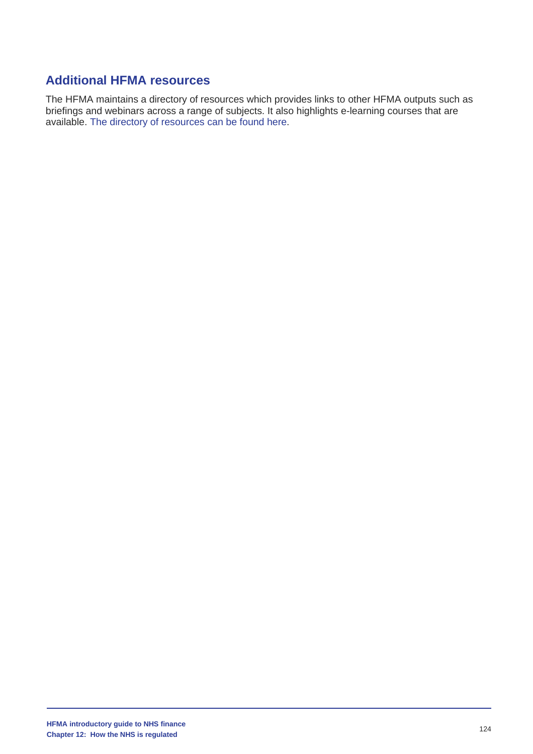## Additional HFMA resources

The HFMA maintains a directory of resources which provides links to other HFMA outputs such as briefings and webinars across a range of subjects. It also highlights e-learning courses that are available. The directory of resources can be found here.